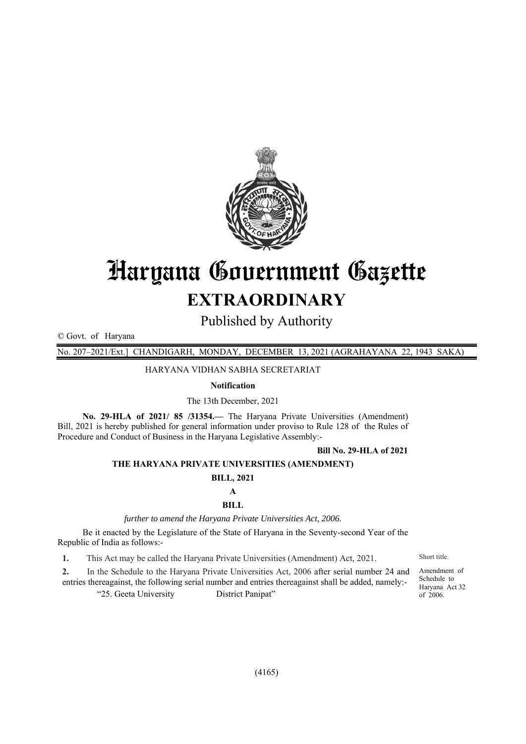# Haryana Government Gazette

## EXTRAORDINARY

Published by Authority

© Govt. of Haryana

No. 207–2021/Ext.] CHANDIGARH, MONDAY, DECEMBER 13, 2021 (AGRAHAYANA 22, 1943 SAKA)

HARYANA VIDHAN SABHA SECRETARIAT

**Notification**

The 13th December, 2021

**No. 29-HLA of 2021/ 85 /31354.—** The Haryana Private Universities (Amendment) Bill, 2021 is hereby published for general information under proviso to Rule 128 of the Rules of Procedure and Conduct of Business in the Haryana Legislative Assembly:-

**Bill No. 29-HLA of 2021**

**THE HARYANA PRIVATE UNIVERSITIES (AMENDMENT) BILL, 2021**

**A**

**BILL**

*further to amend the Haryana Private Universities Act, 2006.*

Be it enacted by the Legislature of the State of Haryana in the Seventy-second Year of the Republic of India as follows:-

Short title.

**1.** This Act may be called the Haryana Private Universities (Amendment) Act, 2021.

Amendment of Schedule to Haryana Act 32 of 2006.

**2.** In the Schedule to the Haryana Private Universities Act, 2006 after serial number 24 and entries thereagainst, the following serial number and entries thereagainst shall be added, namely:-

"25. Geeta University District Panipat"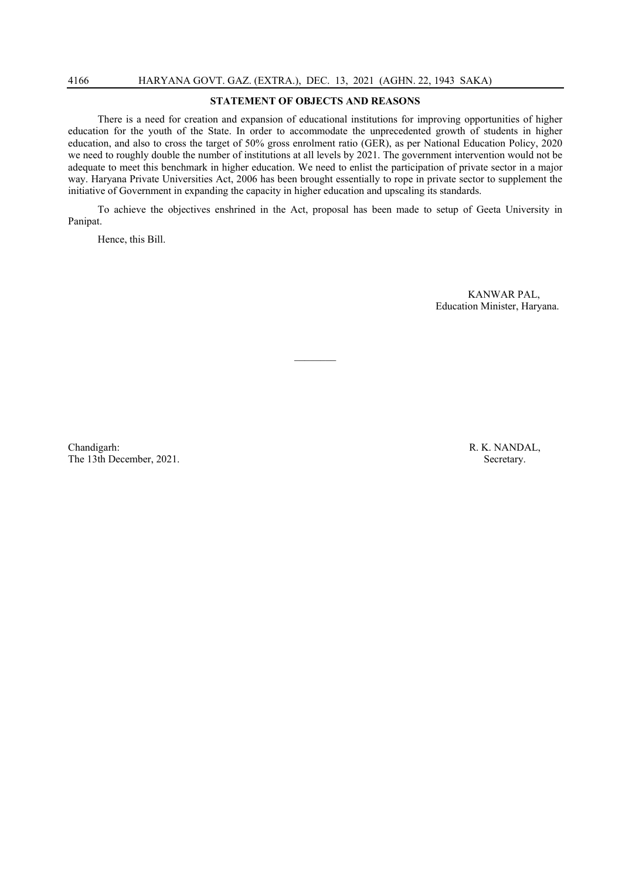## STATEMENT OF OBJECTS AND REASONS

There is a need for creation and expansion of educational institutions for improving opportunities of higher education for the youth of the State. In order to accommodate the unprecedented growth of students in higher education, and also to cross the target of 50% gross enrolment ratio (GER), as per National Education Policy, 2020 we need to roughly double the number of institutions at all levels by 2021. The government intervention would not be adequate to meet this benchmark in higher education. We need to enlist the participation of private sector in a major way. Haryana Private Universities Act, 2006 has been brought essentially to rope in private sector to supplement the initiative of Government in expanding the capacity in higher education and upscaling its standards.

To achieve the objectives enshrined in the Act, proposal has been made to setup of Geeta University in Panipat.

Hence, this Bill.

KANWAR PAL,
Education Minister, Haryana.

---

Chandigarh:
The 13th December, 2021.

R. K. NANDAL,
Secretary.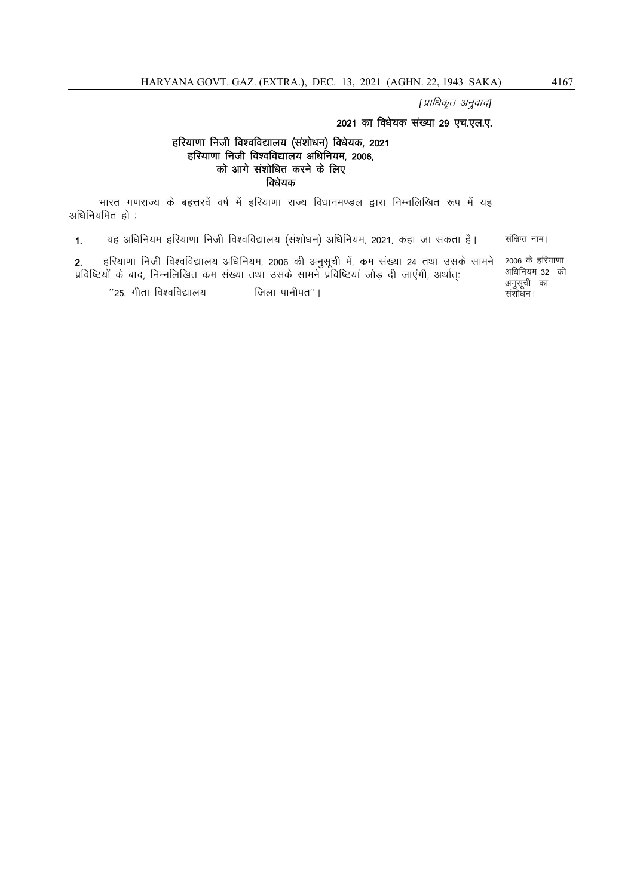*[प्राधिकृत अनुवाद]*

**2021 का विधेयक संख्या 29 एच.एल.ए.**

## हरियाणा निजी विश्वविद्यालय (संशोधन) विधेयक, 2021
## हरियाणा निजी विश्वविद्यालय अधिनियम, 2006,
## को आगे संशोधित करने के लिए
## विधेयक

भारत गणराज्य के बहत्तरवें वर्ष में हरियाणा राज्य विधानमण्डल द्वारा निम्नलिखित रूप में यह अधिनियमित हो :–

**1.** यह अधिनियम हरियाणा निजी विश्वविद्यालय (संशोधन) अधिनियम, 2021, कहा जा सकता है। *संक्षिप्त नाम।*

**2.** हरियाणा निजी विश्वविद्यालय अधिनियम, 2006 की अनुसूची में, कम संख्या 24 तथा उसके सामने प्रविष्टियों के बाद, निम्नलिखित कम संख्या तथा उसके सामने प्रविष्टियां जोड़ दी जाएंगी, अर्थात्:– *2006 के हरियाणा अधिनियम 32 की अनुसूची का संशोधन।*

''25. गीता विश्वविद्यालय जिला पानीपत''।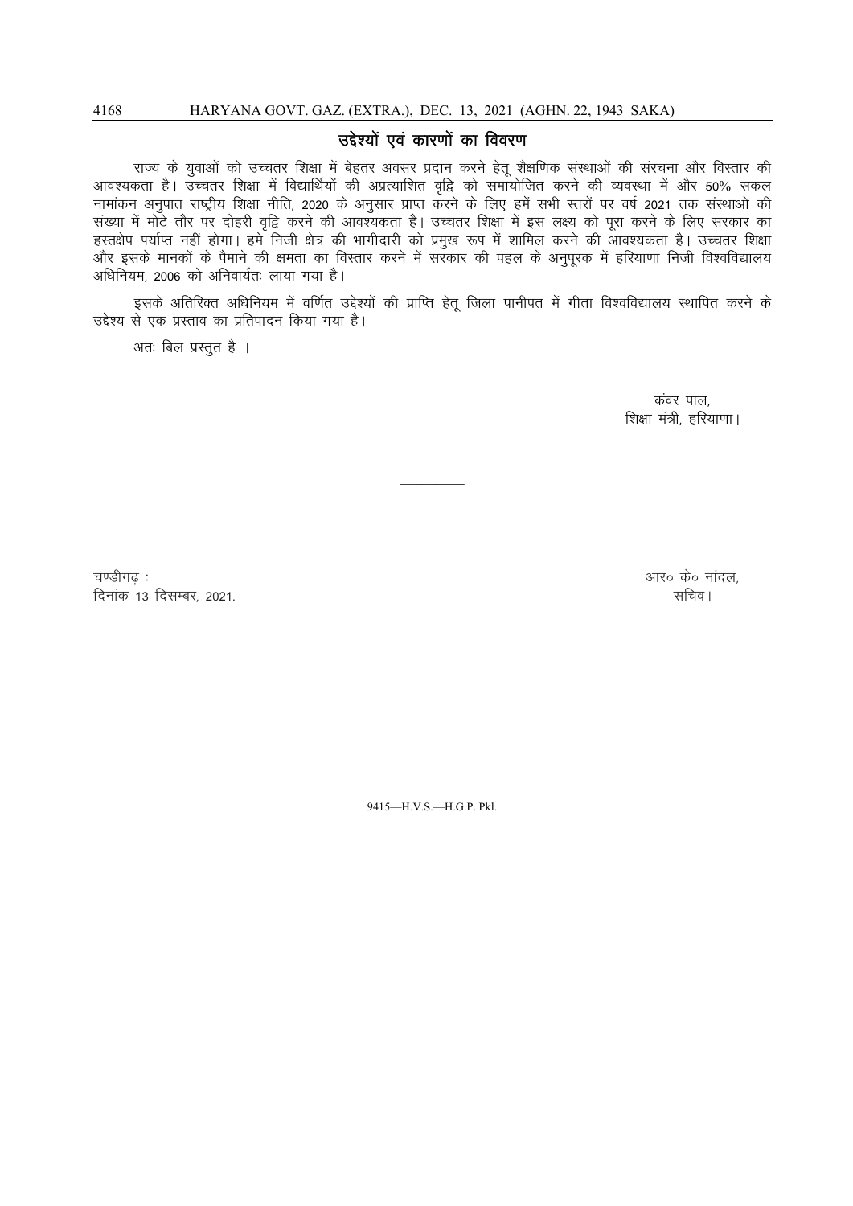## उद्देश्यों एवं कारणों का विवरण

राज्य के युवाओं को उच्चतर शिक्षा में बेहतर अवसर प्रदान करने हेतू शैक्षणिक संस्थाओं की संरचना और विस्तार की आवश्यकता है। उच्चतर शिक्षा में विद्यार्थियों की अप्रत्याशित वृद्धि को समायोजित करने की व्यवस्था में और 50% सकल नामांकन अनुपात राष्ट्रीय शिक्षा नीति, 2020 के अनुसार प्राप्त करने के लिए हमें सभी स्तरों पर वर्ष 2021 तक संस्थाओ की संख्या में मोटे तौर पर दोहरी वृद्धि करने की आवश्यकता है। उच्चतर शिक्षा में इस लक्ष्य को पूरा करने के लिए सरकार का हस्तक्षेप पर्याप्त नहीं होगा। हमे निजी क्षेत्र की भागीदारी को प्रमुख रूप में शामिल करने की आवश्यकता है। उच्चतर शिक्षा और इसके मानकों के पैमाने की क्षमता का विस्तार करने में सरकार की पहल के अनुपूरक में हरियाणा निजी विश्वविद्यालय अधिनियम, 2006 को अनिवार्यतः लाया गया है।

इसके अतिरिक्त अधिनियम में वर्णित उद्देश्यों की प्राप्ति हेतू जिला पानीपत में गीता विश्वविद्यालय स्थापित करने के उद्देश्य से एक प्रस्ताव का प्रतिपादन किया गया है।

अतः बिल प्रस्तुत है ।

कंवर पाल,
शिक्षा मंत्री, हरियाणा।

---

चण्डीगढ़ :
दिनांक 13 दिसम्बर, 2021.

आर० के० नांदल,
सचिव।

9415—H.V.S.—H.G.P. Pkl.